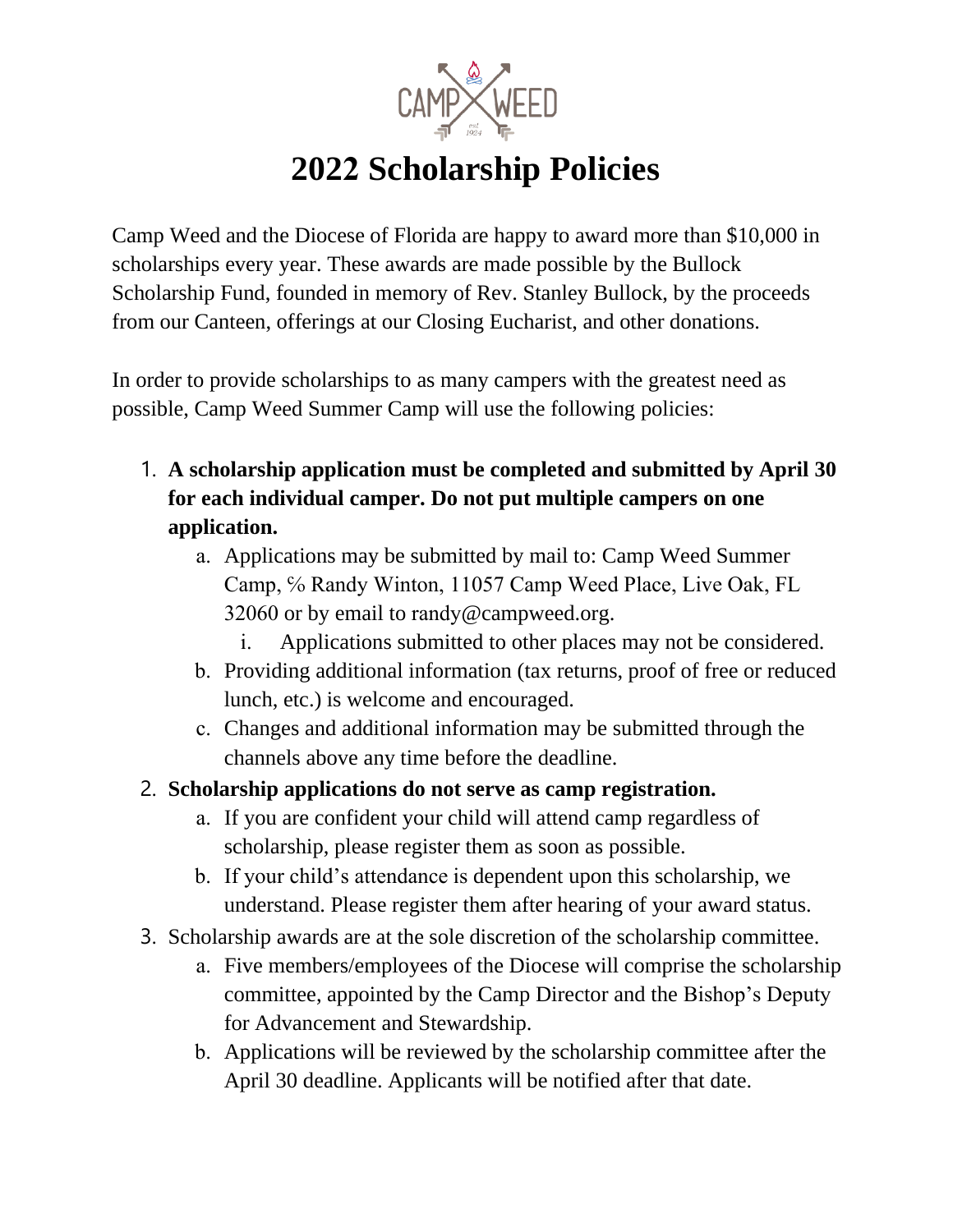# 2022 Scholarship Policies

Camp Weed and the Diocese of Florida are happy to award more than $10,000 in scholarships every year. These awards are made possible by the Bullock Scholarship Fund, founded in memory of Rev. Stanley Bullock, by the proceeds from our Canteen, offerings at our Closing Eucharist, and other donations.

In order to provide scholarships to as many campers with the greatest need as possible, Camp Weed Summer Camp will use the following policies:

1. **A scholarship application must be completed and submitted by April 30 for each individual camper. Do not put multiple campers on one application.**
   a. Applications may be submitted by mail to: Camp Weed Summer Camp, ℅ Randy Winton, 11057 Camp Weed Place, Live Oak, FL 32060 or by email to randy@campweed.org.
      i. Applications submitted to other places may not be considered.
   b. Providing additional information (tax returns, proof of free or reduced lunch, etc.) is welcome and encouraged.
   c. Changes and additional information may be submitted through the channels above any time before the deadline.
2. **Scholarship applications do not serve as camp registration.**
   a. If you are confident your child will attend camp regardless of scholarship, please register them as soon as possible.
   b. If your child's attendance is dependent upon this scholarship, we understand. Please register them after hearing of your award status.
3. Scholarship awards are at the sole discretion of the scholarship committee.
   a. Five members/employees of the Diocese will comprise the scholarship committee, appointed by the Camp Director and the Bishop's Deputy for Advancement and Stewardship.
   b. Applications will be reviewed by the scholarship committee after the April 30 deadline. Applicants will be notified after that date.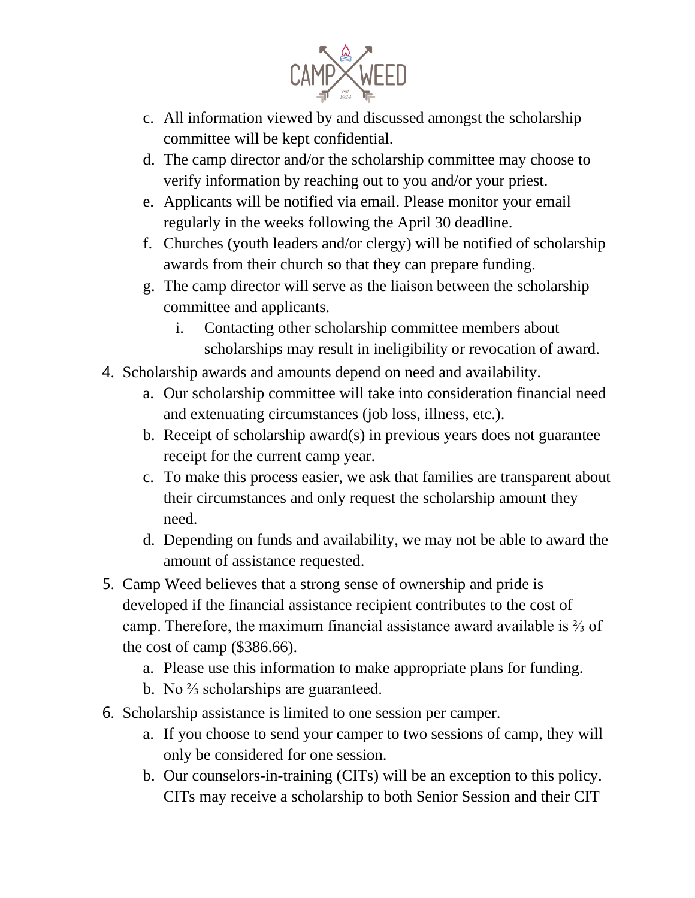c. All information viewed by and discussed amongst the scholarship committee will be kept confidential.
d. The camp director and/or the scholarship committee may choose to verify information by reaching out to you and/or your priest.
e. Applicants will be notified via email. Please monitor your email regularly in the weeks following the April 30 deadline.
f. Churches (youth leaders and/or clergy) will be notified of scholarship awards from their church so that they can prepare funding.
g. The camp director will serve as the liaison between the scholarship committee and applicants.
    i. Contacting other scholarship committee members about scholarships may result in ineligibility or revocation of award.

4. Scholarship awards and amounts depend on need and availability.
    a. Our scholarship committee will take into consideration financial need and extenuating circumstances (job loss, illness, etc.).
    b. Receipt of scholarship award(s) in previous years does not guarantee receipt for the current camp year.
    c. To make this process easier, we ask that families are transparent about their circumstances and only request the scholarship amount they need.
    d. Depending on funds and availability, we may not be able to award the amount of assistance requested.
5. Camp Weed believes that a strong sense of ownership and pride is developed if the financial assistance recipient contributes to the cost of camp. Therefore, the maximum financial assistance award available is ⅔ of the cost of camp ($386.66).
    a. Please use this information to make appropriate plans for funding.
    b. No ⅔ scholarships are guaranteed.
6. Scholarship assistance is limited to one session per camper.
    a. If you choose to send your camper to two sessions of camp, they will only be considered for one session.
    b. Our counselors-in-training (CITs) will be an exception to this policy. CITs may receive a scholarship to both Senior Session and their CIT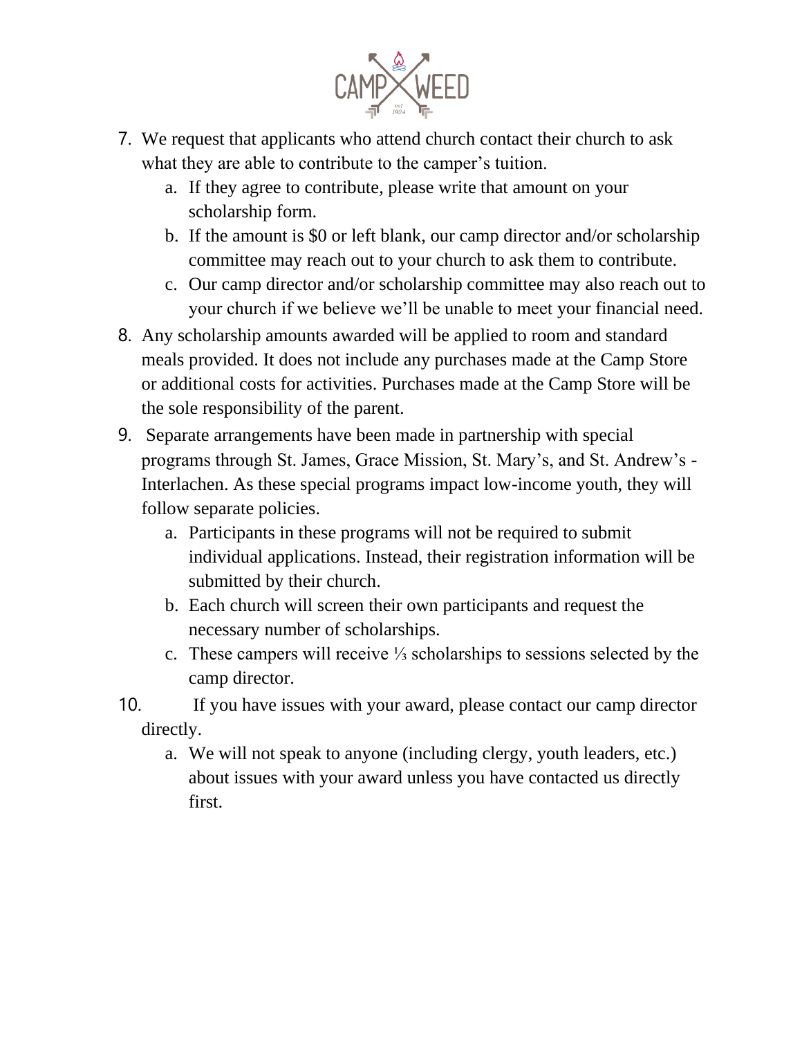7. We request that applicants who attend church contact their church to ask what they are able to contribute to the camper's tuition.
    a. If they agree to contribute, please write that amount on your scholarship form.
    b. If the amount is $0 or left blank, our camp director and/or scholarship committee may reach out to your church to ask them to contribute.
    c. Our camp director and/or scholarship committee may also reach out to your church if we believe we'll be unable to meet your financial need.
8. Any scholarship amounts awarded will be applied to room and standard meals provided. It does not include any purchases made at the Camp Store or additional costs for activities. Purchases made at the Camp Store will be the sole responsibility of the parent.
9. Separate arrangements have been made in partnership with special programs through St. James, Grace Mission, St. Mary's, and St. Andrew's - Interlachen. As these special programs impact low-income youth, they will follow separate policies.
    a. Participants in these programs will not be required to submit individual applications. Instead, their registration information will be submitted by their church.
    b. Each church will screen their own participants and request the necessary number of scholarships.
    c. These campers will receive ⅓ scholarships to sessions selected by the camp director.
10. If you have issues with your award, please contact our camp director directly.
    a. We will not speak to anyone (including clergy, youth leaders, etc.) about issues with your award unless you have contacted us directly first.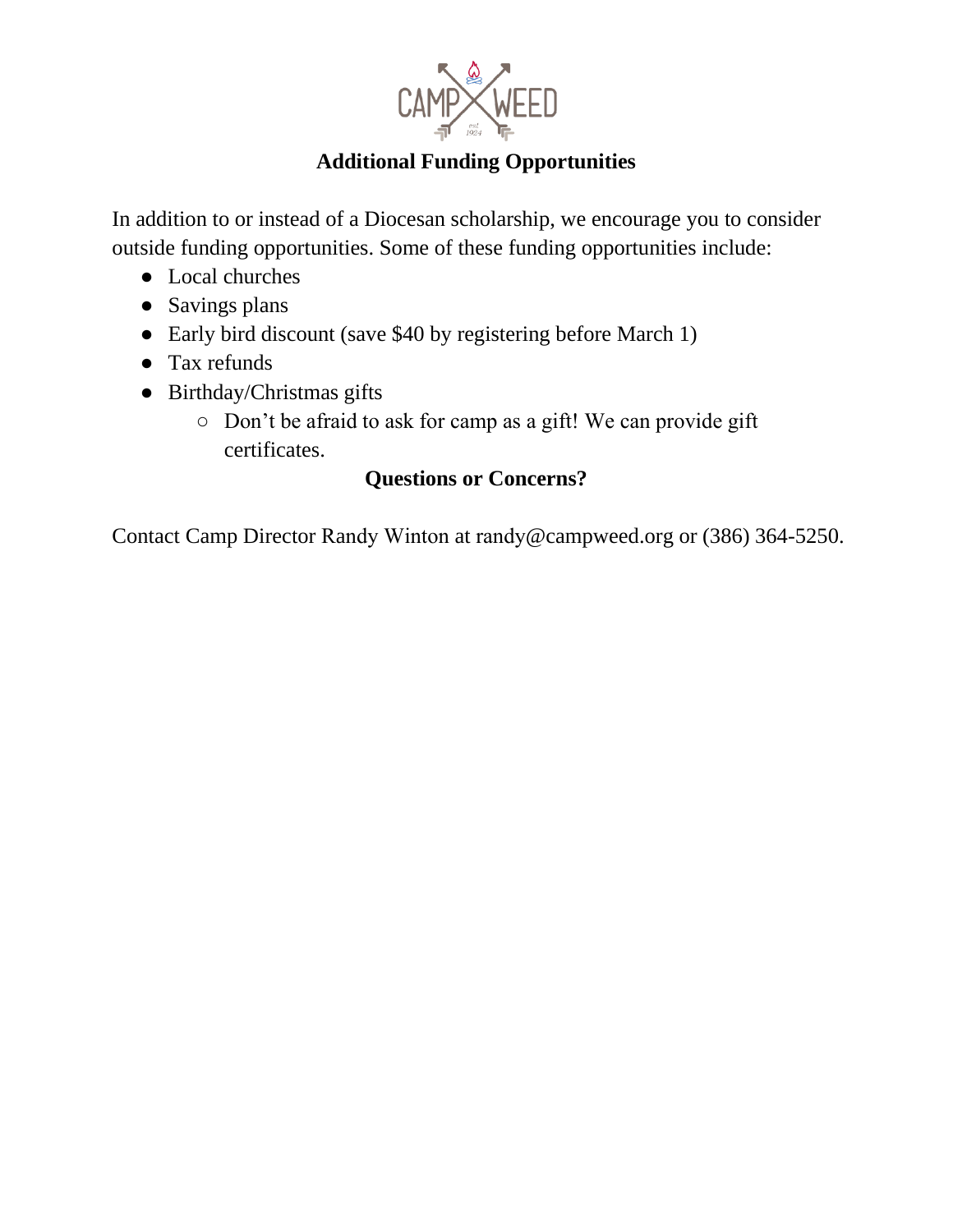## Additional Funding Opportunities

In addition to or instead of a Diocesan scholarship, we encourage you to consider outside funding opportunities. Some of these funding opportunities include:

- Local churches
- Savings plans
- Early bird discount (save $40 by registering before March 1)
- Tax refunds
- Birthday/Christmas gifts
  - Don't be afraid to ask for camp as a gift! We can provide gift certificates.

## Questions or Concerns?

Contact Camp Director Randy Winton at randy@campweed.org or (386) 364-5250.